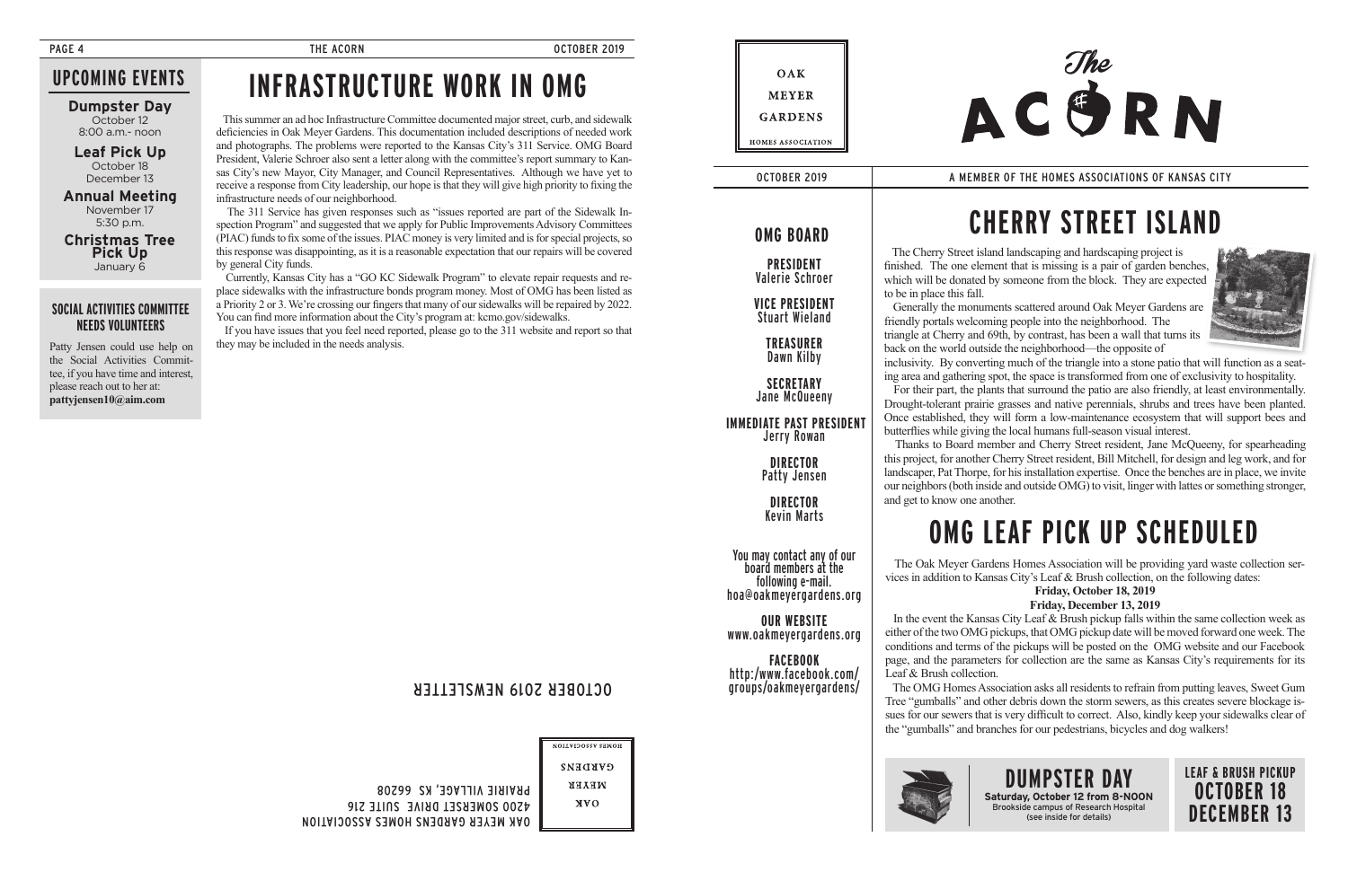## UPCOMING EVENTS

**Dumpster Day**
October 12
8:00 a.m.- noon

**Leaf Pick Up**
October 18
December 13

**Annual Meeting**
November 17
5:30 p.m.

**Christmas Tree Pick Up**
January 6

### SOCIAL ACTIVITIES COMMITTEE NEEDS VOLUNTEERS

Patty Jensen could use help on the Social Activities Committee, if you have time and interest, please reach out to her at: **pattyjensen10@aim.com**

# INFRASTRUCTURE WORK IN OMG

This summer an ad hoc Infrastructure Committee documented major street, curb, and sidewalk deficiencies in Oak Meyer Gardens. This documentation included descriptions of needed work and photographs. The problems were reported to the Kansas City's 311 Service. OMG Board President, Valerie Schroer also sent a letter along with the committee's report summary to Kansas City's new Mayor, City Manager, and Council Representatives. Although we have yet to receive a response from City leadership, our hope is that they will give high priority to fixing the infrastructure needs of our neighborhood.

The 311 Service has given responses such as "issues reported are part of the Sidewalk Inspection Program" and suggested that we apply for Public Improvements Advisory Committees (PIAC) funds to fix some of the issues. PIAC money is very limited and is for special projects, so this response was disappointing, as it is a reasonable expectation that our repairs will be covered by general City funds.

Currently, Kansas City has a "GO KC Sidewalk Program" to elevate repair requests and replace sidewalks with the infrastructure bonds program money. Most of OMG has been listed as a Priority 2 or 3. We're crossing our fingers that many of our sidewalks will be repaired by 2022. You can find more information about the City's program at: kcmo.gov/sidewalks.

If you have issues that you feel need reported, please go to the 311 website and report so that they may be included in the needs analysis.

OCTOBER 2019 NEWSLETTER

OAK MEYER GARDENS HOMES ASSOCIATION
4200 SOMERSET DRIVE SUITE 216
PRAIRIE VILLAGE, KS 66208

OAK MEYER GARDENS HOMES ASSOCIATION

# The ACORN

OCTOBER 2019

A MEMBER OF THE HOMES ASSOCIATIONS OF KANSAS CITY

## OMG BOARD

**PRESIDENT**
Valerie Schroer

**VICE PRESIDENT**
Stuart Wieland

**TREASURER**
Dawn Kilby

**SECRETARY**
Jane McQueeny

**IMMEDIATE PAST PRESIDENT**
Jerry Rowan

**DIRECTOR**
Patty Jensen

**DIRECTOR**
Kevin Marts

You may contact any of our board members at the following e-mail.
hoa@oakmeyergardens.org

**OUR WEBSITE**
www.oakmeyergardens.org

**FACEBOOK**
http:/www.facebook.com/groups/oakmeyergardens/

# CHERRY STREET ISLAND

The Cherry Street island landscaping and hardscaping project is finished. The one element that is missing is a pair of garden benches, which will be donated by someone from the block. They are expected to be in place this fall.

Generally the monuments scattered around Oak Meyer Gardens are friendly portals welcoming people into the neighborhood. The triangle at Cherry and 69th, by contrast, has been a wall that turns its back on the world outside the neighborhood—the opposite of inclusivity. By converting much of the triangle into a stone patio that will function as a seating area and gathering spot, the space is transformed from one of exclusivity to hospitality.

For their part, the plants that surround the patio are also friendly, at least environmentally. Drought-tolerant prairie grasses and native perennials, shrubs and trees have been planted. Once established, they will form a low-maintenance ecosystem that will support bees and butterflies while giving the local humans full-season visual interest.

Thanks to Board member and Cherry Street resident, Jane McQueeny, for spearheading this project, for another Cherry Street resident, Bill Mitchell, for design and leg work, and for landscaper, Pat Thorpe, for his installation expertise. Once the benches are in place, we invite our neighbors (both inside and outside OMG) to visit, linger with lattes or something stronger, and get to know one another.

# OMG LEAF PICK UP SCHEDULED

The Oak Meyer Gardens Homes Association will be providing yard waste collection services in addition to Kansas City's Leaf & Brush collection, on the following dates:

**Friday, October 18, 2019**
**Friday, December 13, 2019**

In the event the Kansas City Leaf & Brush pickup falls within the same collection week as either of the two OMG pickups, that OMG pickup date will be moved forward one week. The conditions and terms of the pickups will be posted on the OMG website and our Facebook page, and the parameters for collection are the same as Kansas City's requirements for its Leaf & Brush collection.

The OMG Homes Association asks all residents to refrain from putting leaves, Sweet Gum Tree "gumballs" and other debris down the storm sewers, as this creates severe blockage issues for our sewers that is very difficult to correct. Also, kindly keep your sidewalks clear of the "gumballs" and branches for our pedestrians, bicycles and dog walkers!

## DUMPSTER DAY

**Saturday, October 12 from 8-NOON**
Brookside campus of Research Hospital
(see inside for details)

## LEAF & BRUSH PICKUP
**OCTOBER 18**
**DECEMBER 13**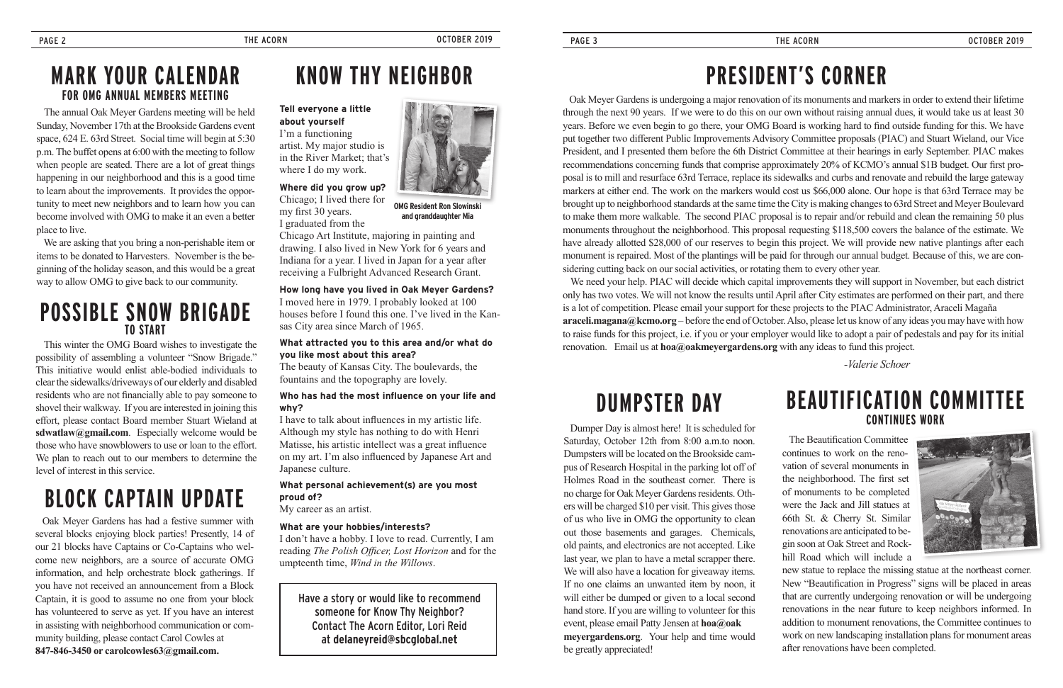# MARK YOUR CALENDAR

## FOR OMG ANNUAL MEMBERS MEETING

The annual Oak Meyer Gardens meeting will be held Sunday, November 17th at the Brookside Gardens event space, 624 E. 63rd Street. Social time will begin at 5:30 p.m. The buffet opens at 6:00 with the meeting to follow when people are seated. There are a lot of great things happening in our neighborhood and this is a good time to learn about the improvements. It provides the opportunity to meet new neighbors and to learn how you can become involved with OMG to make it an even a better place to live.

We are asking that you bring a non-perishable item or items to be donated to Harvesters. November is the beginning of the holiday season, and this would be a great way to allow OMG to give back to our community.

# POSSIBLE SNOW BRIGADE

## TO START

This winter the OMG Board wishes to investigate the possibility of assembling a volunteer "Snow Brigade." This initiative would enlist able-bodied individuals to clear the sidewalks/driveways of our elderly and disabled residents who are not financially able to pay someone to shovel their walkway. If you are interested in joining this effort, please contact Board member Stuart Wieland at **sdwatlaw@gmail.com**. Especially welcome would be those who have snowblowers to use or loan to the effort. We plan to reach out to our members to determine the level of interest in this service.

# BLOCK CAPTAIN UPDATE

Oak Meyer Gardens has had a festive summer with several blocks enjoying block parties! Presently, 14 of our 21 blocks have Captains or Co-Captains who welcome new neighbors, are a source of accurate OMG information, and help orchestrate block gatherings. If you have not received an announcement from a Block Captain, it is good to assume no one from your block has volunteered to serve as yet. If you have an interest in assisting with neighborhood communication or community building, please contact Carol Cowles at **847-846-3450 or carolcowles63@gmail.com.**

# KNOW THY NEIGHBOR

**Tell everyone a little about yourself**

I'm a functioning artist. My major studio is in the River Market; that's where I do my work.

**Where did you grow up?**

Chicago; I lived there for my first 30 years. I graduated from the Chicago Art Institute, majoring in painting and drawing. I also lived in New York for 6 years and Indiana for a year. I lived in Japan for a year after receiving a Fulbright Advanced Research Grant.

**OMG Resident Ron Slowinski and granddaughter Mia**

**How long have you lived in Oak Meyer Gardens?**

I moved here in 1979. I probably looked at 100 houses before I found this one. I've lived in the Kansas City area since March of 1965.

**What attracted you to this area and/or what do you like most about this area?**

The beauty of Kansas City. The boulevards, the fountains and the topography are lovely.

**Who has had the most influence on your life and why?**

I have to talk about influences in my artistic life. Although my style has nothing to do with Henri Matisse, his artistic intellect was a great influence on my art. I'm also influenced by Japanese Art and Japanese culture.

**What personal achievement(s) are you most proud of?**

My career as an artist.

**What are your hobbies/interests?**

I don't have a hobby. I love to read. Currently, I am reading *The Polish Officer, Lost Horizon* and for the umpteenth time, *Wind in the Willows*.

Have a story or would like to recommend someone for Know Thy Neighbor? Contact The Acorn Editor, Lori Reid at delaneyreid@sbcglobal.net

# PRESIDENT'S CORNER

Oak Meyer Gardens is undergoing a major renovation of its monuments and markers in order to extend their lifetime through the next 90 years. If we were to do this on our own without raising annual dues, it would take us at least 30 years. Before we even begin to go there, your OMG Board is working hard to find outside funding for this. We have put together two different Public Improvements Advisory Committee proposals (PIAC) and Stuart Wieland, our Vice President, and I presented them before the 6th District Committee at their hearings in early September. PIAC makes recommendations concerning funds that comprise approximately 20% of KCMO's annual $1B budget. Our first proposal is to mill and resurface 63rd Terrace, replace its sidewalks and curbs and renovate and rebuild the large gateway markers at either end. The work on the markers would cost us $66,000 alone. Our hope is that 63rd Terrace may be brought up to neighborhood standards at the same time the City is making changes to 63rd Street and Meyer Boulevard to make them more walkable. The second PIAC proposal is to repair and/or rebuild and clean the remaining 50 plus monuments throughout the neighborhood. This proposal requesting $118,500 covers the balance of the estimate. We have already allotted $28,000 of our reserves to begin this project. We will provide new native plantings after each monument is repaired. Most of the plantings will be paid for through our annual budget. Because of this, we are considering cutting back on our social activities, or rotating them to every other year.

We need your help. PIAC will decide which capital improvements they will support in November, but each district only has two votes. We will not know the results until April after City estimates are performed on their part, and there is a lot of competition. Please email your support for these projects to the PIAC Administrator, Araceli Magaña **araceli.magana@kcmo.org** – before the end of October. Also, please let us know of any ideas you may have with how to raise funds for this project, i.e. if you or your employer would like to adopt a pair of pedestals and pay for its initial renovation. Email us at **hoa@oakmeyergardens.org** with any ideas to fund this project.

*-Valerie Schoer*

# DUMPSTER DAY

Dumper Day is almost here! It is scheduled for Saturday, October 12th from 8:00 a.m.to noon. Dumpsters will be located on the Brookside campus of Research Hospital in the parking lot off of Holmes Road in the southeast corner. There is no charge for Oak Meyer Gardens residents. Others will be charged $10 per visit. This gives those of us who live in OMG the opportunity to clean out those basements and garages. Chemicals, old paints, and electronics are not accepted. Like last year, we plan to have a metal scrapper there. We will also have a location for giveaway items. If no one claims an unwanted item by noon, it will either be dumped or given to a local second hand store. If you are willing to volunteer for this event, please email Patty Jensen at **hoa@oakmeyergardens.org**. Your help and time would be greatly appreciated!

# BEAUTIFICATION COMMITTEE

## CONTINUES WORK

The Beautification Committee continues to work on the renovation of several monuments in the neighborhood. The first set of monuments to be completed were the Jack and Jill statues at 66th St. & Cherry St. Similar renovations are anticipated to begin soon at Oak Street and Rockhill Road which will include a new statue to replace the missing statue at the northeast corner. New "Beautification in Progress" signs will be placed in areas that are currently undergoing renovation or will be undergoing renovations in the near future to keep neighbors informed. In addition to monument renovations, the Committee continues to work on new landscaping installation plans for monument areas after renovations have been completed.